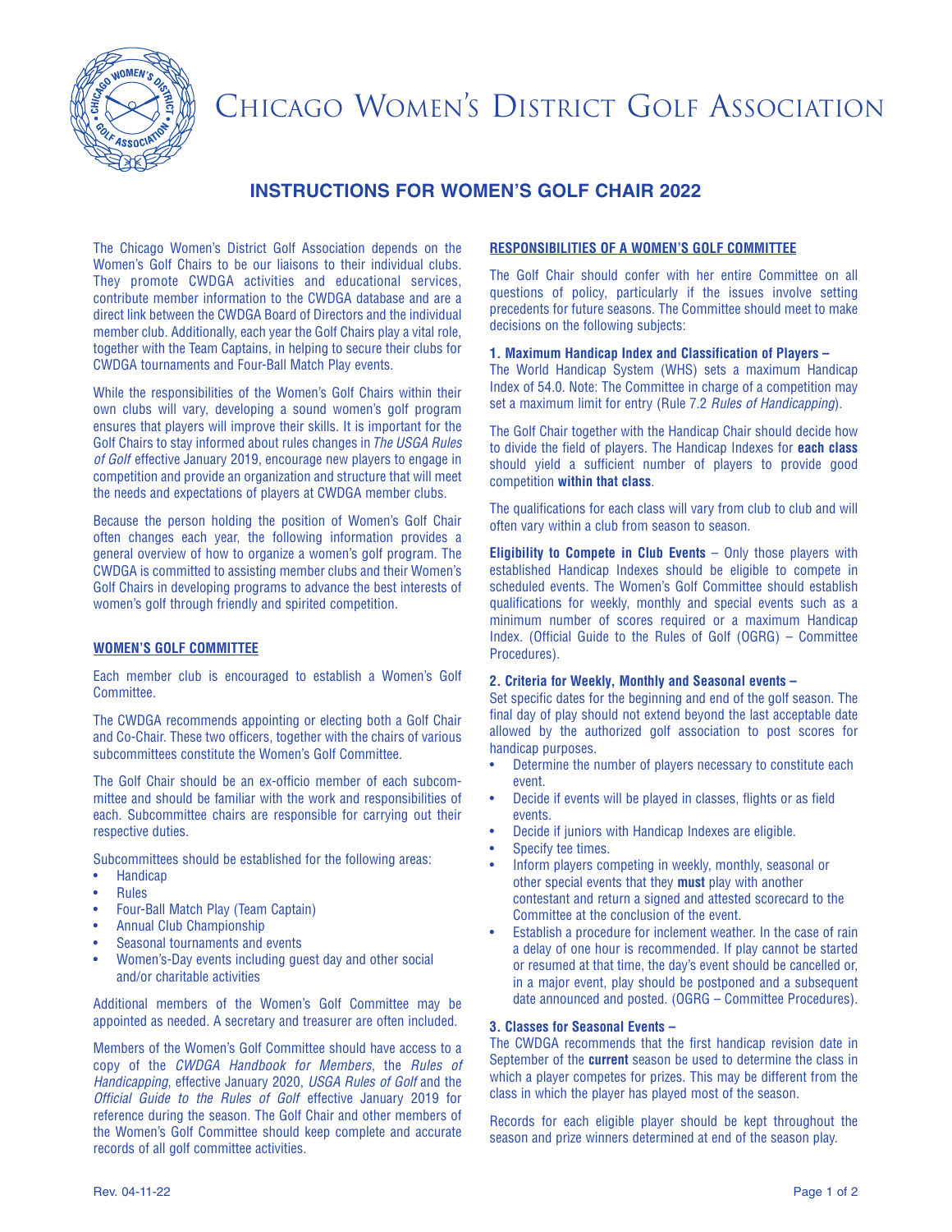# Chicago Women's District Golf Association

## INSTRUCTIONS FOR WOMEN'S GOLF CHAIR 2022

The Chicago Women's District Golf Association depends on the Women's Golf Chairs to be our liaisons to their individual clubs. They promote CWDGA activities and educational services, contribute member information to the CWDGA database and are a direct link between the CWDGA Board of Directors and the individual member club. Additionally, each year the Golf Chairs play a vital role, together with the Team Captains, in helping to secure their clubs for CWDGA tournaments and Four-Ball Match Play events.

While the responsibilities of the Women's Golf Chairs within their own clubs will vary, developing a sound women's golf program ensures that players will improve their skills. It is important for the Golf Chairs to stay informed about rules changes in *The USGA Rules of Golf* effective January 2019, encourage new players to engage in competition and provide an organization and structure that will meet the needs and expectations of players at CWDGA member clubs.

Because the person holding the position of Women's Golf Chair often changes each year, the following information provides a general overview of how to organize a women's golf program. The CWDGA is committed to assisting member clubs and their Women's Golf Chairs in developing programs to advance the best interests of women's golf through friendly and spirited competition.

### WOMEN'S GOLF COMMITTEE

Each member club is encouraged to establish a Women's Golf Committee.

The CWDGA recommends appointing or electing both a Golf Chair and Co-Chair. These two officers, together with the chairs of various subcommittees constitute the Women's Golf Committee.

The Golf Chair should be an ex-officio member of each subcommittee and should be familiar with the work and responsibilities of each. Subcommittee chairs are responsible for carrying out their respective duties.

Subcommittees should be established for the following areas:

- Handicap
- Rules
- Four-Ball Match Play (Team Captain)
- Annual Club Championship
- Seasonal tournaments and events
- Women's-Day events including guest day and other social and/or charitable activities

Additional members of the Women's Golf Committee may be appointed as needed. A secretary and treasurer are often included.

Members of the Women's Golf Committee should have access to a copy of the *CWDGA Handbook for Members*, the *Rules of Handicapping*, effective January 2020, *USGA Rules of Golf* and the *Official Guide to the Rules of Golf* effective January 2019 for reference during the season. The Golf Chair and other members of the Women's Golf Committee should keep complete and accurate records of all golf committee activities.

### RESPONSIBILITIES OF A WOMEN'S GOLF COMMITTEE

The Golf Chair should confer with her entire Committee on all questions of policy, particularly if the issues involve setting precedents for future seasons. The Committee should meet to make decisions on the following subjects:

**1. Maximum Handicap Index and Classification of Players –**
The World Handicap System (WHS) sets a maximum Handicap Index of 54.0. Note: The Committee in charge of a competition may set a maximum limit for entry (Rule 7.2 *Rules of Handicapping*).

The Golf Chair together with the Handicap Chair should decide how to divide the field of players. The Handicap Indexes for **each class** should yield a sufficient number of players to provide good competition **within that class**.

The qualifications for each class will vary from club to club and will often vary within a club from season to season.

**Eligibility to Compete in Club Events** – Only those players with established Handicap Indexes should be eligible to compete in scheduled events. The Women's Golf Committee should establish qualifications for weekly, monthly and special events such as a minimum number of scores required or a maximum Handicap Index. (Official Guide to the Rules of Golf (OGRG) – Committee Procedures).

**2. Criteria for Weekly, Monthly and Seasonal events –**
Set specific dates for the beginning and end of the golf season. The final day of play should not extend beyond the last acceptable date allowed by the authorized golf association to post scores for handicap purposes.

- Determine the number of players necessary to constitute each event.
- Decide if events will be played in classes, flights or as field events.
- Decide if juniors with Handicap Indexes are eligible.
- Specify tee times.
- Inform players competing in weekly, monthly, seasonal or other special events that they **must** play with another contestant and return a signed and attested scorecard to the Committee at the conclusion of the event.
- Establish a procedure for inclement weather. In the case of rain a delay of one hour is recommended. If play cannot be started or resumed at that time, the day's event should be cancelled or, in a major event, play should be postponed and a subsequent date announced and posted. (OGRG – Committee Procedures).

**3. Classes for Seasonal Events –**
The CWDGA recommends that the first handicap revision date in September of the **current** season be used to determine the class in which a player competes for prizes. This may be different from the class in which the player has played most of the season.

Records for each eligible player should be kept throughout the season and prize winners determined at end of the season play.

Rev. 04-11-22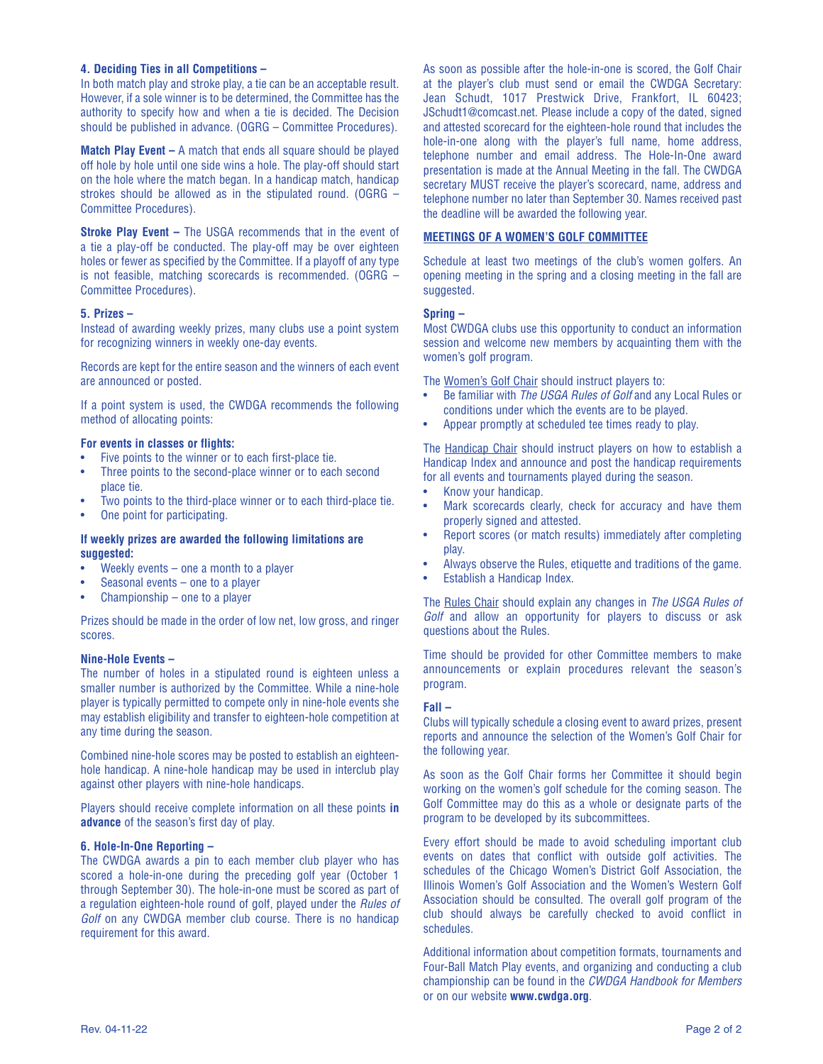**4. Deciding Ties in all Competitions –**

In both match play and stroke play, a tie can be an acceptable result. However, if a sole winner is to be determined, the Committee has the authority to specify how and when a tie is decided. The Decision should be published in advance. (OGRG – Committee Procedures).

**Match Play Event –** A match that ends all square should be played off hole by hole until one side wins a hole. The play-off should start on the hole where the match began. In a handicap match, handicap strokes should be allowed as in the stipulated round. (OGRG – Committee Procedures).

**Stroke Play Event –** The USGA recommends that in the event of a tie a play-off be conducted. The play-off may be over eighteen holes or fewer as specified by the Committee. If a playoff of any type is not feasible, matching scorecards is recommended. (OGRG – Committee Procedures).

**5. Prizes –**

Instead of awarding weekly prizes, many clubs use a point system for recognizing winners in weekly one-day events.

Records are kept for the entire season and the winners of each event are announced or posted.

If a point system is used, the CWDGA recommends the following method of allocating points:

**For events in classes or flights:**

- Five points to the winner or to each first-place tie.
- Three points to the second-place winner or to each second place tie.
- Two points to the third-place winner or to each third-place tie.
- One point for participating.

**If weekly prizes are awarded the following limitations are suggested:**

- Weekly events – one a month to a player
- Seasonal events – one to a player
- Championship – one to a player

Prizes should be made in the order of low net, low gross, and ringer scores.

**Nine-Hole Events –**

The number of holes in a stipulated round is eighteen unless a smaller number is authorized by the Committee. While a nine-hole player is typically permitted to compete only in nine-hole events she may establish eligibility and transfer to eighteen-hole competition at any time during the season.

Combined nine-hole scores may be posted to establish an eighteen-hole handicap. A nine-hole handicap may be used in interclub play against other players with nine-hole handicaps.

Players should receive complete information on all these points **in advance** of the season's first day of play.

**6. Hole-In-One Reporting –**

The CWDGA awards a pin to each member club player who has scored a hole-in-one during the preceding golf year (October 1 through September 30). The hole-in-one must be scored as part of a regulation eighteen-hole round of golf, played under the *Rules of Golf* on any CWDGA member club course. There is no handicap requirement for this award.

As soon as possible after the hole-in-one is scored, the Golf Chair at the player's club must send or email the CWDGA Secretary: Jean Schudt, 1017 Prestwick Drive, Frankfort, IL 60423; JSchudt1@comcast.net. Please include a copy of the dated, signed and attested scorecard for the eighteen-hole round that includes the hole-in-one along with the player's full name, home address, telephone number and email address. The Hole-In-One award presentation is made at the Annual Meeting in the fall. The CWDGA secretary MUST receive the player's scorecard, name, address and telephone number no later than September 30. Names received past the deadline will be awarded the following year.

**MEETINGS OF A WOMEN'S GOLF COMMITTEE**

Schedule at least two meetings of the club's women golfers. An opening meeting in the spring and a closing meeting in the fall are suggested.

**Spring –**

Most CWDGA clubs use this opportunity to conduct an information session and welcome new members by acquainting them with the women's golf program.

The Women's Golf Chair should instruct players to:

- Be familiar with *The USGA Rules of Golf* and any Local Rules or conditions under which the events are to be played.
- Appear promptly at scheduled tee times ready to play.

The Handicap Chair should instruct players on how to establish a Handicap Index and announce and post the handicap requirements for all events and tournaments played during the season.

- Know your handicap.
- Mark scorecards clearly, check for accuracy and have them properly signed and attested.
- Report scores (or match results) immediately after completing play.
- Always observe the Rules, etiquette and traditions of the game.
- Establish a Handicap Index.

The Rules Chair should explain any changes in *The USGA Rules of Golf* and allow an opportunity for players to discuss or ask questions about the Rules.

Time should be provided for other Committee members to make announcements or explain procedures relevant the season's program.

**Fall –**

Clubs will typically schedule a closing event to award prizes, present reports and announce the selection of the Women's Golf Chair for the following year.

As soon as the Golf Chair forms her Committee it should begin working on the women's golf schedule for the coming season. The Golf Committee may do this as a whole or designate parts of the program to be developed by its subcommittees.

Every effort should be made to avoid scheduling important club events on dates that conflict with outside golf activities. The schedules of the Chicago Women's District Golf Association, the Illinois Women's Golf Association and the Women's Western Golf Association should be consulted. The overall golf program of the club should always be carefully checked to avoid conflict in schedules.

Additional information about competition formats, tournaments and Four-Ball Match Play events, and organizing and conducting a club championship can be found in the *CWDGA Handbook for Members* or on our website **www.cwdga.org**.

Rev. 04-11-22